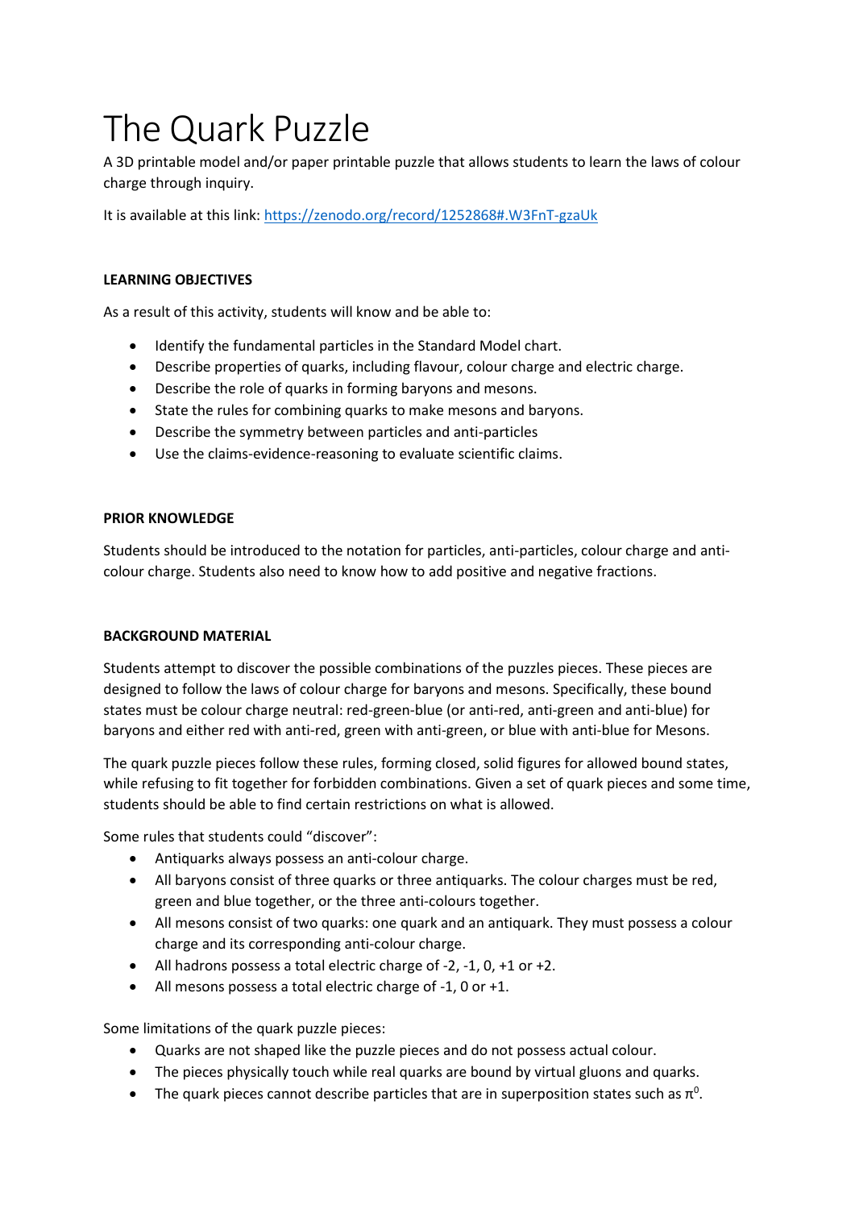# The Quark Puzzle

A 3D printable model and/or paper printable puzzle that allows students to learn the laws of colour charge through inquiry.

It is available at this link: [https://zenodo.org/record/1252868#.W3FnT-gzaUk](https://zenodo.org/record/1252868#.W3FnT-gzaUk)

**LEARNING OBJECTIVES**

As a result of this activity, students will know and be able to:

- Identify the fundamental particles in the Standard Model chart.
- Describe properties of quarks, including flavour, colour charge and electric charge.
- Describe the role of quarks in forming baryons and mesons.
- State the rules for combining quarks to make mesons and baryons.
- Describe the symmetry between particles and anti-particles
- Use the claims-evidence-reasoning to evaluate scientific claims.

**PRIOR KNOWLEDGE**

Students should be introduced to the notation for particles, anti-particles, colour charge and anti-colour charge. Students also need to know how to add positive and negative fractions.

**BACKGROUND MATERIAL**

Students attempt to discover the possible combinations of the puzzles pieces. These pieces are designed to follow the laws of colour charge for baryons and mesons. Specifically, these bound states must be colour charge neutral: red-green-blue (or anti-red, anti-green and anti-blue) for baryons and either red with anti-red, green with anti-green, or blue with anti-blue for Mesons.

The quark puzzle pieces follow these rules, forming closed, solid figures for allowed bound states, while refusing to fit together for forbidden combinations. Given a set of quark pieces and some time, students should be able to find certain restrictions on what is allowed.

Some rules that students could "discover":

- Antiquarks always possess an anti-colour charge.
- All baryons consist of three quarks or three antiquarks. The colour charges must be red, green and blue together, or the three anti-colours together.
- All mesons consist of two quarks: one quark and an antiquark. They must possess a colour charge and its corresponding anti-colour charge.
- All hadrons possess a total electric charge of -2, -1, 0, +1 or +2.
- All mesons possess a total electric charge of -1, 0 or +1.

Some limitations of the quark puzzle pieces:

- Quarks are not shaped like the puzzle pieces and do not possess actual colour.
- The pieces physically touch while real quarks are bound by virtual gluons and quarks.
- The quark pieces cannot describe particles that are in superposition states such as $\pi^0$.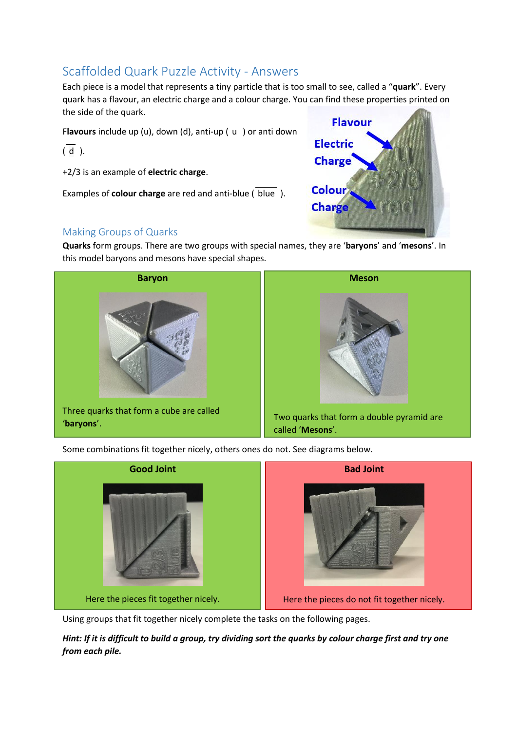## Scaffolded Quark Puzzle Activity - Answers

Each piece is a model that represents a tiny particle that is too small to see, called a "**quark**". Every quark has a flavour, an electric charge and a colour charge. You can find these properties printed on the side of the quark.

F**lavours** include up (u), down (d), anti-up ( $\overline{u}$ ) or anti down ( $\overline{d}$ ).

+2/3 is an example of **electric charge**.

Examples of **colour charge** are red and anti-blue ( $\overline{\text{blue}}$ ).

Flavour

Electric Charge

Colour Charge

### Making Groups of Quarks

**Quarks** form groups. There are two groups with special names, they are '**baryons**' and '**mesons**'. In this model baryons and mesons have special shapes.

| Baryon | Meson |
| --- | --- |
| Three quarks that form a cube are called '**baryons**'. | Two quarks that form a double pyramid are called '**Mesons**'. |

Some combinations fit together nicely, others ones do not. See diagrams below.

| Good Joint | Bad Joint |
| --- | --- |
| Here the pieces fit together nicely. | Here the pieces do not fit together nicely. |

Using groups that fit together nicely complete the tasks on the following pages.

***Hint: If it is difficult to build a group, try dividing sort the quarks by colour charge first and try one from each pile.***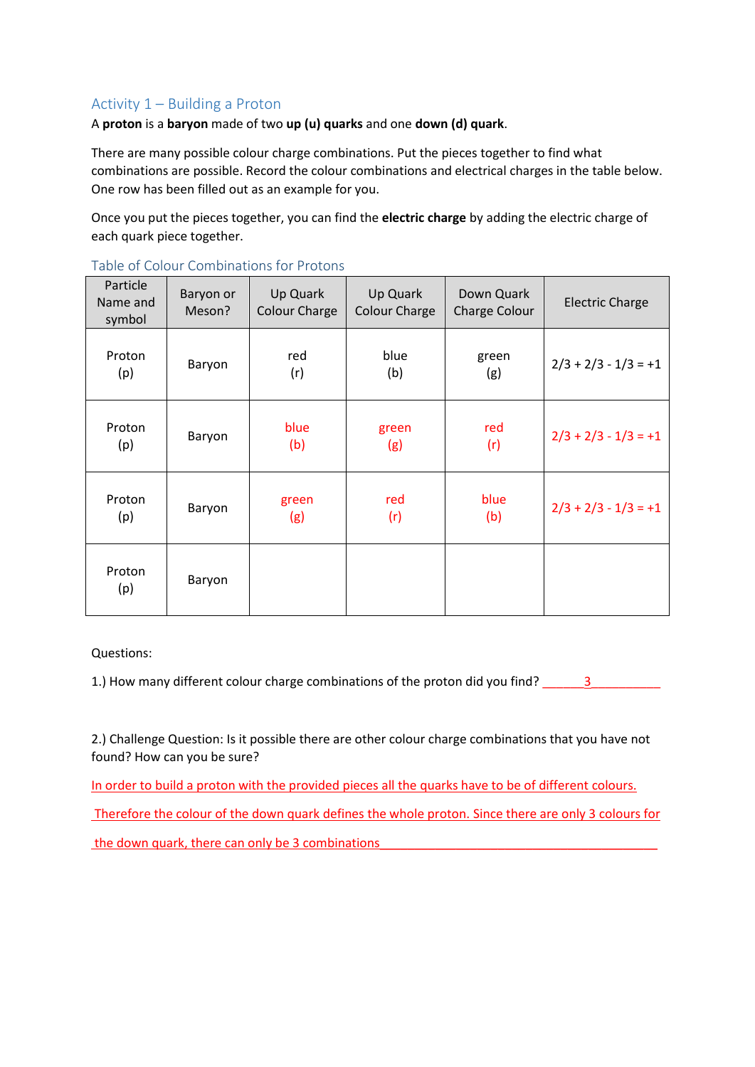## Activity 1 – Building a Proton

A **proton** is a **baryon** made of two **up (u) quarks** and one **down (d) quark**.

There are many possible colour charge combinations. Put the pieces together to find what combinations are possible. Record the colour combinations and electrical charges in the table below. One row has been filled out as an example for you.

Once you put the pieces together, you can find the **electric charge** by adding the electric charge of each quark piece together.

### Table of Colour Combinations for Protons

| Particle Name and symbol | Baryon or Meson? | Up Quark Colour Charge | Up Quark Colour Charge | Down Quark Charge Colour | Electric Charge |
|---|---|---|---|---|---|
| Proton (p) | Baryon | red (r) | blue (b) | green (g) | 2/3 + 2/3 - 1/3 = +1 |
| Proton (p) | Baryon | blue (b) | green (g) | red (r) | 2/3 + 2/3 - 1/3 = +1 |
| Proton (p) | Baryon | green (g) | red (r) | blue (b) | 2/3 + 2/3 - 1/3 = +1 |
| Proton (p) | Baryon | | | | |

Questions:

1.) How many different colour charge combinations of the proton did you find? 3

2.) Challenge Question: Is it possible there are other colour charge combinations that you have not found? How can you be sure?

In order to build a proton with the provided pieces all the quarks have to be of different colours. Therefore the colour of the down quark defines the whole proton. Since there are only 3 colours for the down quark, there can only be 3 combinations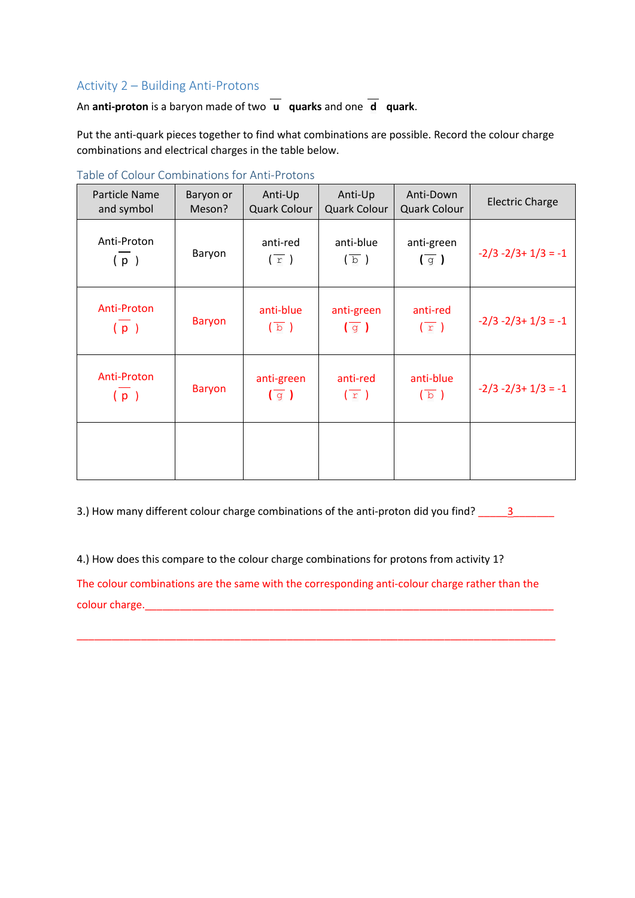## Activity 2 – Building Anti-Protons

An **anti-proton** is a baryon made of two $\bar{u}$ **quarks** and one $\bar{d}$ **quark**.

Put the anti-quark pieces together to find what combinations are possible. Record the colour charge combinations and electrical charges in the table below.

### Table of Colour Combinations for Anti-Protons

| Particle Name and symbol | Baryon or Meson? | Anti-Up Quark Colour | Anti-Up Quark Colour | Anti-Down Quark Colour | Electric Charge |
|---|---|---|---|---|---|
| Anti-Proton ( $\bar{p}$ ) | Baryon | anti-red ( $\bar{r}$ ) | anti-blue ( $\bar{b}$ ) | anti-green ( $\bar{g}$ ) | -2/3 -2/3+ 1/3 = -1 |
| Anti-Proton ( $\bar{p}$ ) | Baryon | anti-blue ( $\bar{b}$ ) | anti-green ( $\bar{g}$ ) | anti-red ( $\bar{r}$ ) | -2/3 -2/3+ 1/3 = -1 |
| Anti-Proton ( $\bar{p}$ ) | Baryon | anti-green ( $\bar{g}$ ) | anti-red ( $\bar{r}$ ) | anti-blue ( $\bar{b}$ ) | -2/3 -2/3+ 1/3 = -1 |
| | | | | | |

3.) How many different colour charge combinations of the anti-proton did you find? \_\_\_\_\_3\_\_\_\_\_\_\_

4.) How does this compare to the colour charge combinations for protons from activity 1?

The colour combinations are the same with the corresponding anti-colour charge rather than the colour charge.\_\_\_\_\_\_\_\_\_\_\_\_\_\_\_\_\_\_\_\_\_\_\_\_\_\_\_\_\_\_\_\_\_\_\_\_\_\_\_\_\_\_\_\_\_\_\_\_\_\_\_\_\_\_\_\_\_\_\_\_\_\_\_\_\_\_\_\_\_\_\_\_

\_\_\_\_\_\_\_\_\_\_\_\_\_\_\_\_\_\_\_\_\_\_\_\_\_\_\_\_\_\_\_\_\_\_\_\_\_\_\_\_\_\_\_\_\_\_\_\_\_\_\_\_\_\_\_\_\_\_\_\_\_\_\_\_\_\_\_\_\_\_\_\_\_\_\_\_\_\_\_\_\_\_\_\_\_\_\_\_\_\_\_\_\_\_\_\_\_\_\_\_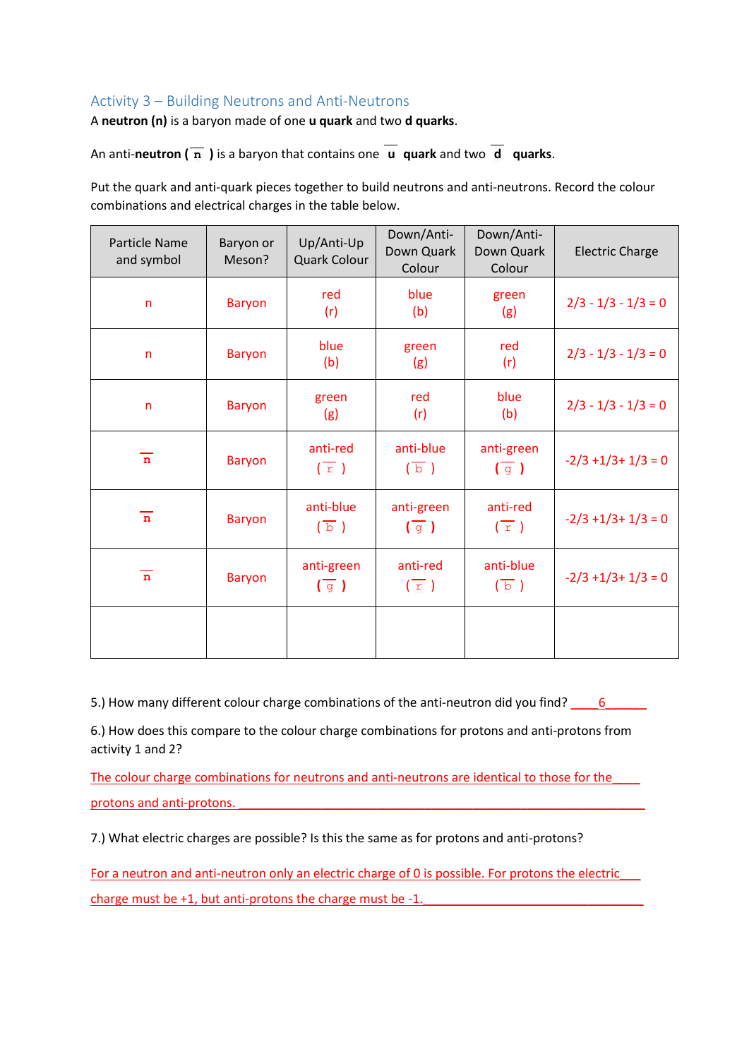## Activity 3 – Building Neutrons and Anti-Neutrons

A **neutron (n)** is a baryon made of one **u quark** and two **d quarks**.

An anti-**neutron ( $\overline{n}$ )** is a baryon that contains one $\overline{u}$ **quark** and two $\overline{d}$ **quarks**.

Put the quark and anti-quark pieces together to build neutrons and anti-neutrons. Record the colour combinations and electrical charges in the table below.

| Particle Name and symbol | Baryon or Meson? | Up/Anti-Up Quark Colour | Down/Anti-Down Quark Colour | Down/Anti-Down Quark Colour | Electric Charge |
|---|---|---|---|---|---|
| n | Baryon | red (r) | blue (b) | green (g) | 2/3 - 1/3 - 1/3 = 0 |
| n | Baryon | blue (b) | green (g) | red (r) | 2/3 - 1/3 - 1/3 = 0 |
| n | Baryon | green (g) | red (r) | blue (b) | 2/3 - 1/3 - 1/3 = 0 |
| $\overline{n}$ | Baryon | anti-red ( $\overline{r}$ ) | anti-blue ( $\overline{b}$ ) | anti-green ( $\overline{g}$ ) | -2/3 +1/3+ 1/3 = 0 |
| $\overline{n}$ | Baryon | anti-blue ( $\overline{b}$ ) | anti-green ( $\overline{g}$ ) | anti-red ( $\overline{r}$ ) | -2/3 +1/3+ 1/3 = 0 |
| $\overline{n}$ | Baryon | anti-green ( $\overline{g}$ ) | anti-red ( $\overline{r}$ ) | anti-blue ( $\overline{b}$ ) | -2/3 +1/3+ 1/3 = 0 |
| | | | | | |

5.) How many different colour charge combinations of the anti-neutron did you find? ____6______

6.) How does this compare to the colour charge combinations for protons and anti-protons from activity 1 and 2?

The colour charge combinations for neutrons and anti-neutrons are identical to those for the protons and anti-protons.

7.) What electric charges are possible? Is this the same as for protons and anti-protons?

For a neutron and anti-neutron only an electric charge of 0 is possible. For protons the electric charge must be +1, but anti-protons the charge must be -1.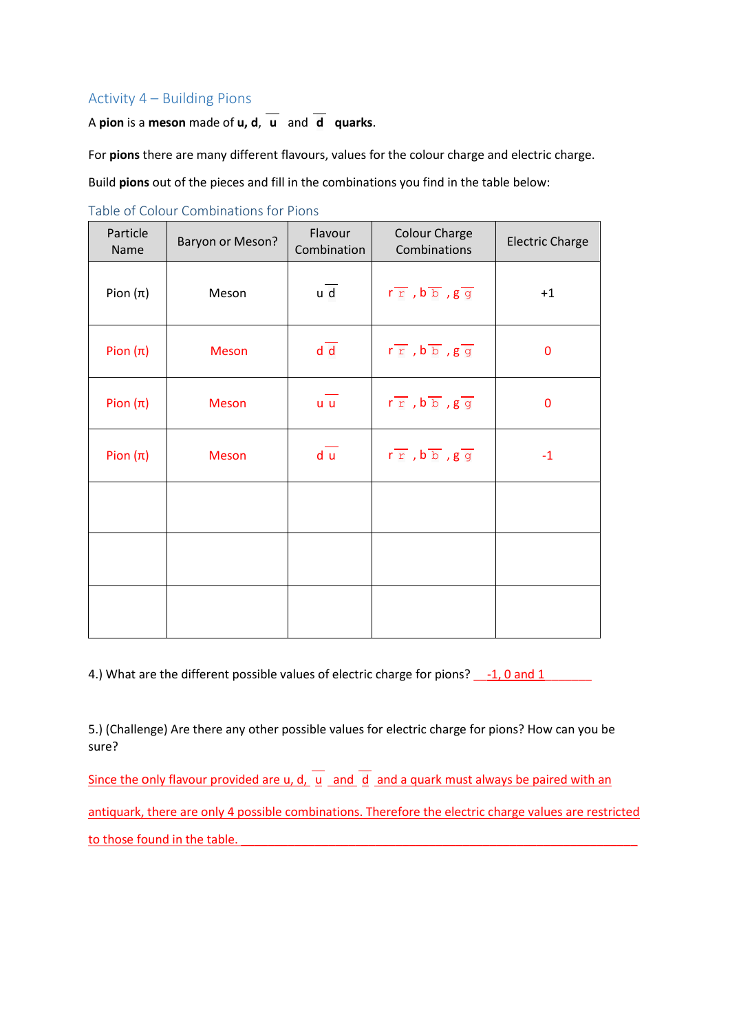## Activity 4 – Building Pions

A **pion** is a **meson** made of **u, d,** $\overline{\textbf{u}}$ and $\overline{\textbf{d}}$ **quarks**.

For **pions** there are many different flavours, values for the colour charge and electric charge.

Build **pions** out of the pieces and fill in the combinations you find in the table below:

### Table of Colour Combinations for Pions

| Particle Name | Baryon or Meson? | Flavour Combination | Colour Charge Combinations | Electric Charge |
|---|---|---|---|---|
| Pion (π) | Meson | $u\ \bar{d}$ | $r\ \bar{r}$ , $b\ \bar{b}$ , $g\ \bar{g}$ | +1 |
| Pion (π) | Meson | $d\ \bar{d}$ | $r\ \bar{r}$ , $b\ \bar{b}$ , $g\ \bar{g}$ | 0 |
| Pion (π) | Meson | $u\ \bar{u}$ | $r\ \bar{r}$ , $b\ \bar{b}$ , $g\ \bar{g}$ | 0 |
| Pion (π) | Meson | $d\ \bar{u}$ | $r\ \bar{r}$ , $b\ \bar{b}$ , $g\ \bar{g}$ | -1 |
| | | | | |
| | | | | |
| | | | | |

4.) What are the different possible values of electric charge for pions? -1, 0 and 1

5.) (Challenge) Are there any other possible values for electric charge for pions? How can you be sure?

Since the only flavour provided are u, d, $\bar{u}$ and $\bar{d}$ and a quark must always be paired with an antiquark, there are only 4 possible combinations. Therefore the electric charge values are restricted to those found in the table.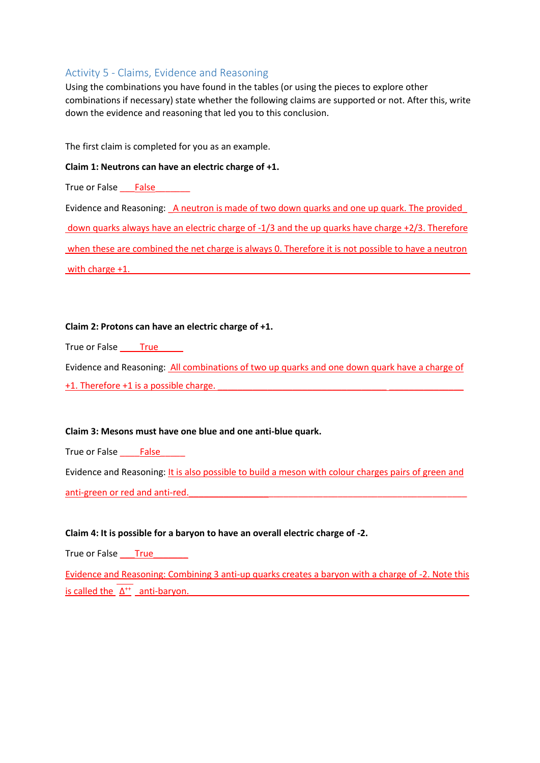## Activity 5 - Claims, Evidence and Reasoning

Using the combinations you have found in the tables (or using the pieces to explore other combinations if necessary) state whether the following claims are supported or not. After this, write down the evidence and reasoning that led you to this conclusion.

The first claim is completed for you as an example.

**Claim 1: Neutrons can have an electric charge of +1.**

True or False ___False_______

Evidence and Reasoning: A neutron is made of two down quarks and one up quark. The provided down quarks always have an electric charge of -1/3 and the up quarks have charge +2/3. Therefore when these are combined the net charge is always 0. Therefore it is not possible to have a neutron with charge +1.

**Claim 2: Protons can have an electric charge of +1.**

True or False ____True_____

Evidence and Reasoning: All combinations of two up quarks and one down quark have a charge of +1. Therefore +1 is a possible charge.

**Claim 3: Mesons must have one blue and one anti-blue quark.**

True or False ____False_____

Evidence and Reasoning: It is also possible to build a meson with colour charges pairs of green and anti-green or red and anti-red.

**Claim 4: It is possible for a baryon to have an overall electric charge of -2.**

True or False ___True_______

Evidence and Reasoning: Combining 3 anti-up quarks creates a baryon with a charge of -2. Note this is called the $\overline{\Delta^{++}}$ anti-baryon.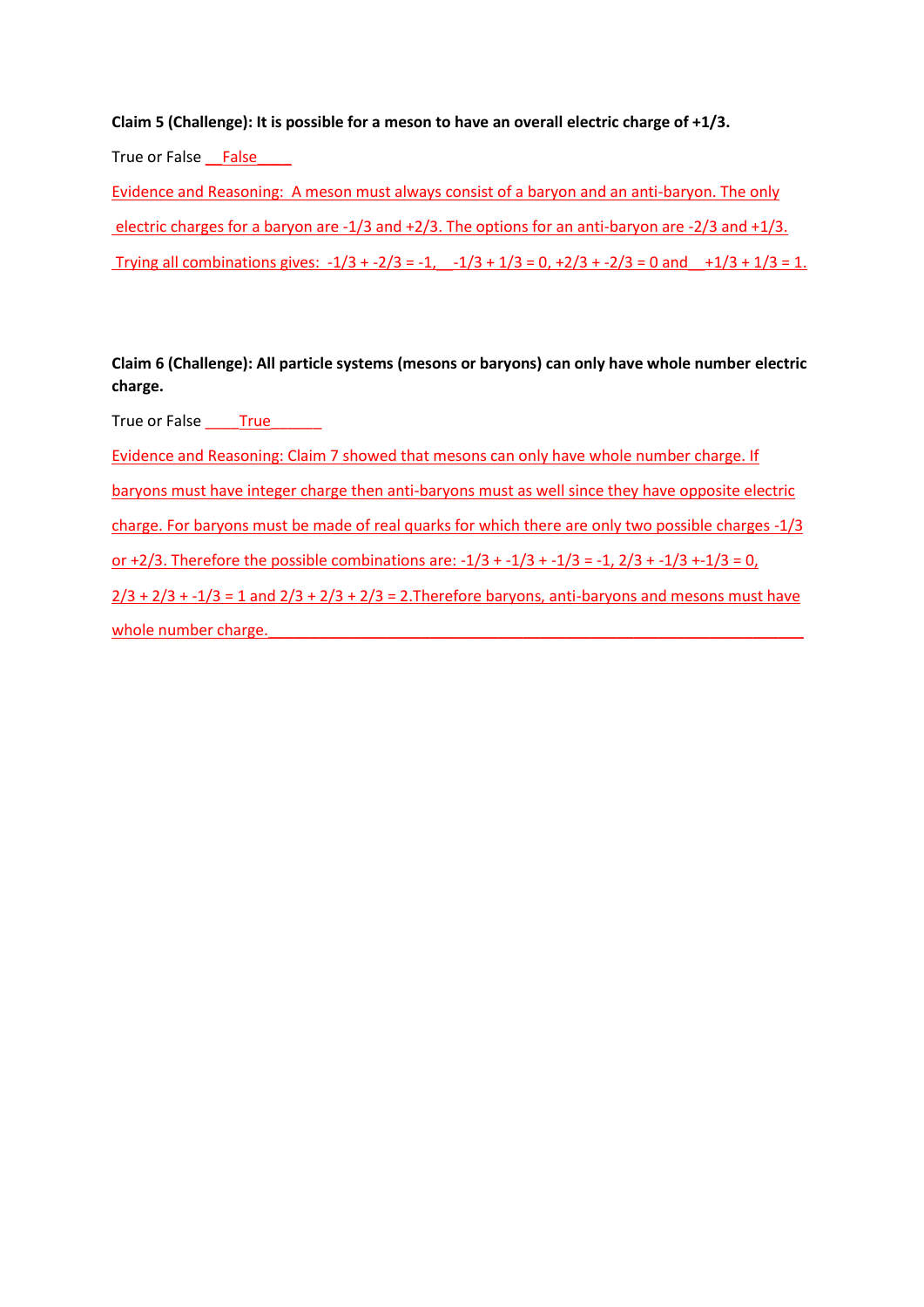**Claim 5 (Challenge): It is possible for a meson to have an overall electric charge of +1/3.**

True or False __False____

Evidence and Reasoning: A meson must always consist of a baryon and an anti-baryon. The only electric charges for a baryon are -1/3 and +2/3. The options for an anti-baryon are -2/3 and +1/3. Trying all combinations gives: -1/3 + -2/3 = -1, -1/3 + 1/3 = 0, +2/3 + -2/3 = 0 and +1/3 + 1/3 = 1.

**Claim 6 (Challenge): All particle systems (mesons or baryons) can only have whole number electric charge.**

True or False ____True______

Evidence and Reasoning: Claim 7 showed that mesons can only have whole number charge. If baryons must have integer charge then anti-baryons must as well since they have opposite electric charge. For baryons must be made of real quarks for which there are only two possible charges -1/3 or +2/3. Therefore the possible combinations are: -1/3 + -1/3 + -1/3 = -1, 2/3 + -1/3 +-1/3 = 0, 2/3 + 2/3 + -1/3 = 1 and 2/3 + 2/3 + 2/3 = 2.Therefore baryons, anti-baryons and mesons must have whole number charge.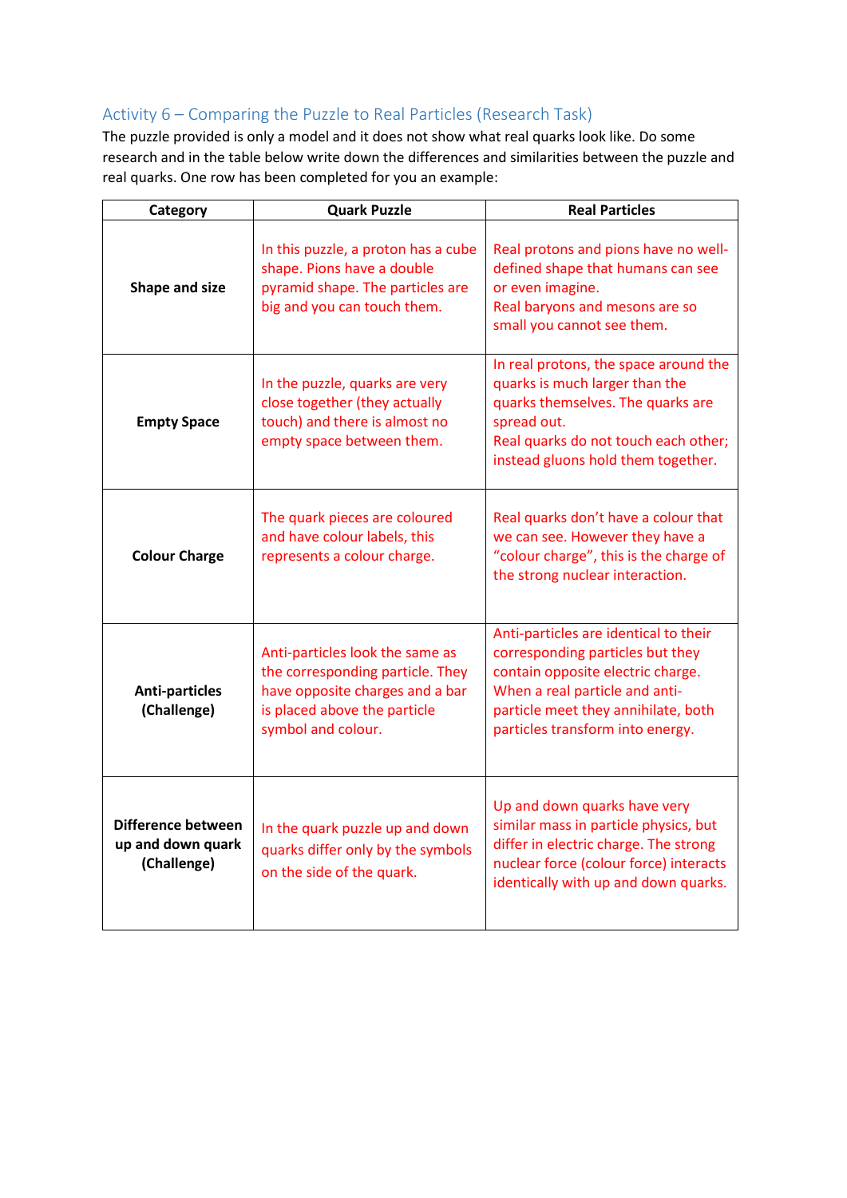## Activity 6 – Comparing the Puzzle to Real Particles (Research Task)

The puzzle provided is only a model and it does not show what real quarks look like. Do some research and in the table below write down the differences and similarities between the puzzle and real quarks. One row has been completed for you an example:

| Category | Quark Puzzle | Real Particles |
| --- | --- | --- |
| **Shape and size** | In this puzzle, a proton has a cube shape. Pions have a double pyramid shape. The particles are big and you can touch them. | Real protons and pions have no well-defined shape that humans can see or even imagine. Real baryons and mesons are so small you cannot see them. |
| **Empty Space** | In the puzzle, quarks are very close together (they actually touch) and there is almost no empty space between them. | In real protons, the space around the quarks is much larger than the quarks themselves. The quarks are spread out. Real quarks do not touch each other; instead gluons hold them together. |
| **Colour Charge** | The quark pieces are coloured and have colour labels, this represents a colour charge. | Real quarks don't have a colour that we can see. However they have a "colour charge", this is the charge of the strong nuclear interaction. |
| **Anti-particles (Challenge)** | Anti-particles look the same as the corresponding particle. They have opposite charges and a bar is placed above the particle symbol and colour. | Anti-particles are identical to their corresponding particles but they contain opposite electric charge. When a real particle and anti-particle meet they annihilate, both particles transform into energy. |
| **Difference between up and down quark (Challenge)** | In the quark puzzle up and down quarks differ only by the symbols on the side of the quark. | Up and down quarks have very similar mass in particle physics, but differ in electric charge. The strong nuclear force (colour force) interacts identically with up and down quarks. |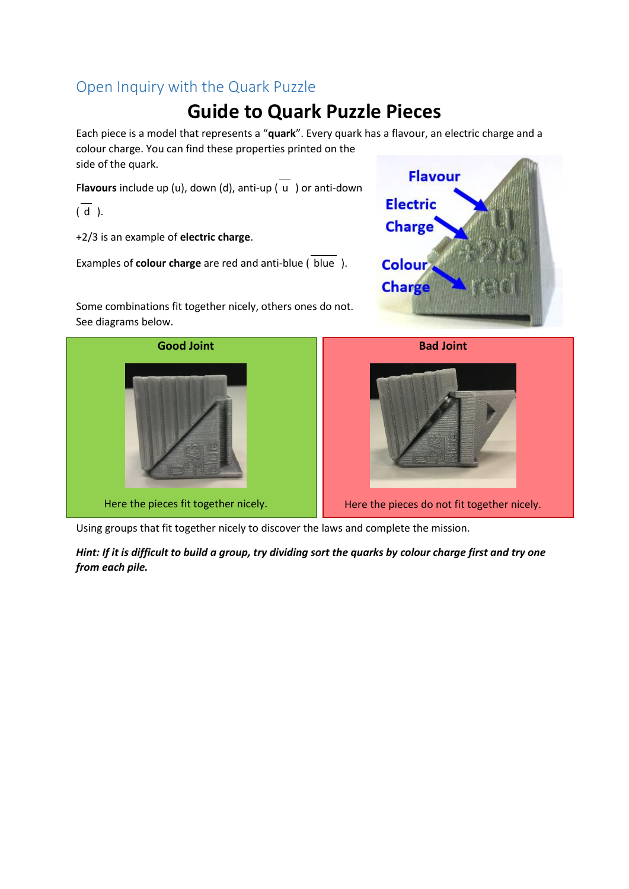## Open Inquiry with the Quark Puzzle

# Guide to Quark Puzzle Pieces

Each piece is a model that represents a "**quark**". Every quark has a flavour, an electric charge and a colour charge. You can find these properties printed on the side of the quark.

**Flavours** include up (u), down (d), anti-up ( $\overline{u}$ ) or anti-down ( $\overline{d}$ ).

+2/3 is an example of **electric charge**.

Examples of **colour charge** are red and anti-blue ( $\overline{\text{blue}}$ ).

Some combinations fit together nicely, others ones do not. See diagrams below.

| Good Joint | Bad Joint |
| --- | --- |
| Here the pieces fit together nicely. | Here the pieces do not fit together nicely. |

Using groups that fit together nicely to discover the laws and complete the mission.

***Hint: If it is difficult to build a group, try dividing sort the quarks by colour charge first and try one from each pile.***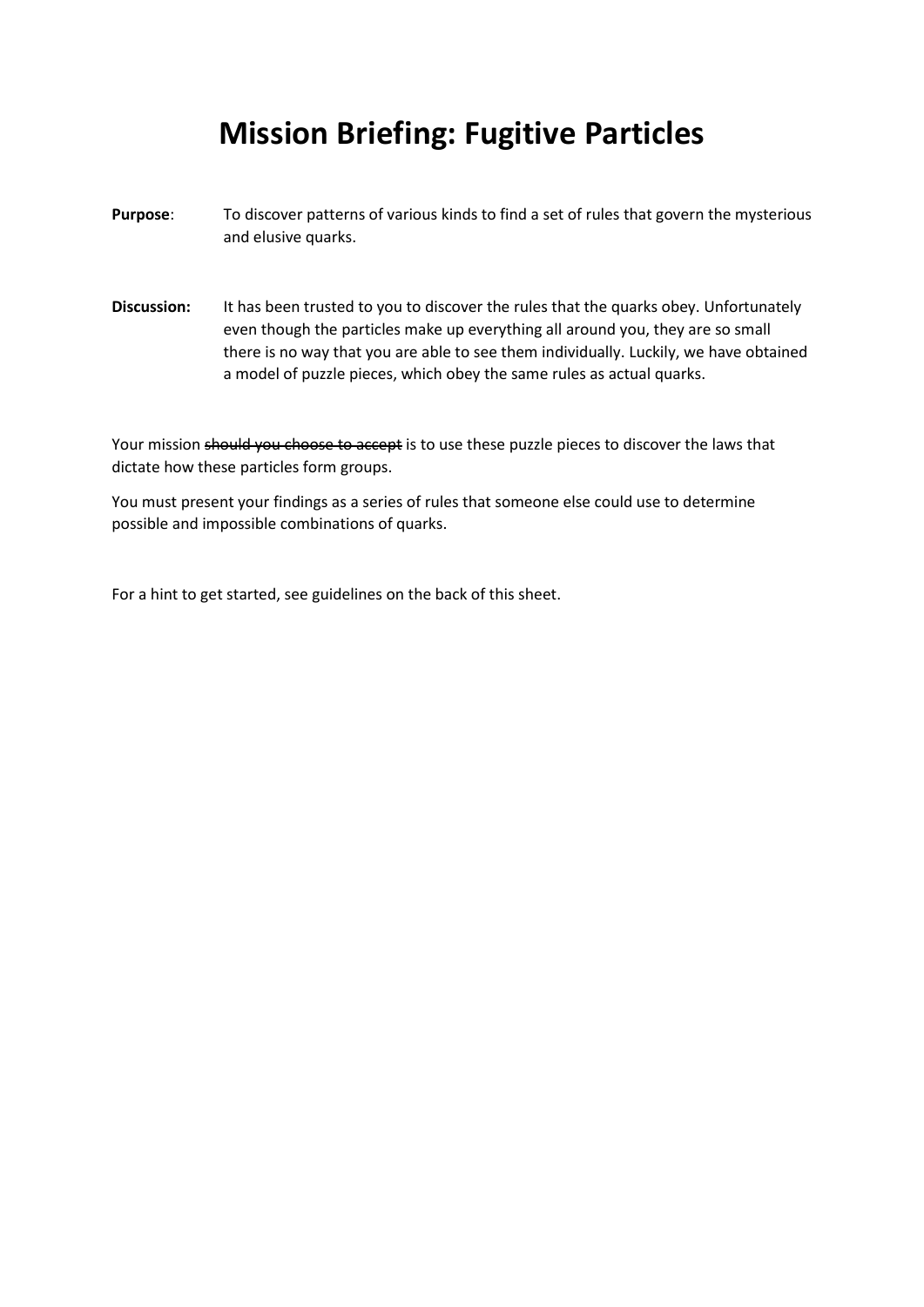# Mission Briefing: Fugitive Particles

**Purpose**: To discover patterns of various kinds to find a set of rules that govern the mysterious and elusive quarks.

**Discussion:** It has been trusted to you to discover the rules that the quarks obey. Unfortunately even though the particles make up everything all around you, they are so small there is no way that you are able to see them individually. Luckily, we have obtained a model of puzzle pieces, which obey the same rules as actual quarks.

Your mission ~~should you choose to accept~~ is to use these puzzle pieces to discover the laws that dictate how these particles form groups.

You must present your findings as a series of rules that someone else could use to determine possible and impossible combinations of quarks.

For a hint to get started, see guidelines on the back of this sheet.